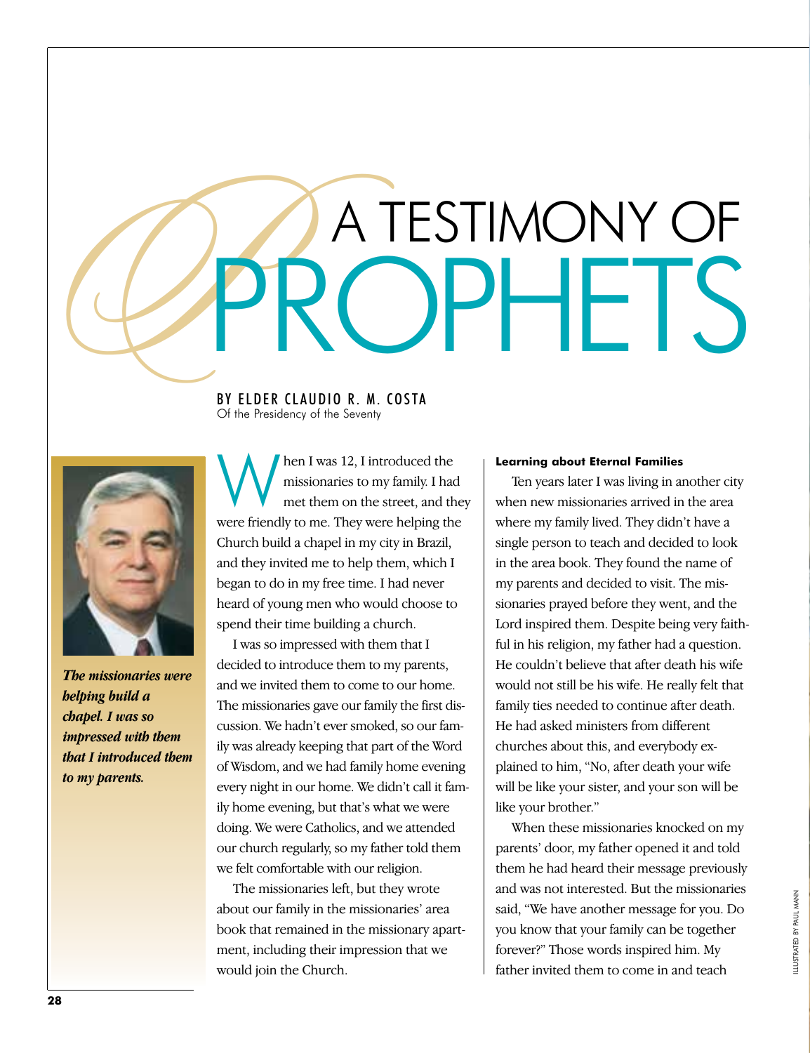# A TESTIMONY OF PROPHETS

BY ELDER CLAUDIO R. M. COSTA
Of the Presidency of the Seventy

***The missionaries were helping build a chapel. I was so impressed with them that I introduced them to my parents.***

When I was 12, I introduced the missionaries to my family. I had met them on the street, and they were friendly to me. They were helping the Church build a chapel in my city in Brazil, and they invited me to help them, which I began to do in my free time. I had never heard of young men who would choose to spend their time building a church.

I was so impressed with them that I decided to introduce them to my parents, and we invited them to come to our home. The missionaries gave our family the first discussion. We hadn't ever smoked, so our family was already keeping that part of the Word of Wisdom, and we had family home evening every night in our home. We didn't call it family home evening, but that's what we were doing. We were Catholics, and we attended our church regularly, so my father told them we felt comfortable with our religion.

The missionaries left, but they wrote about our family in the missionaries' area book that remained in the missionary apartment, including their impression that we would join the Church.

#### Learning about Eternal Families

Ten years later I was living in another city when new missionaries arrived in the area where my family lived. They didn't have a single person to teach and decided to look in the area book. They found the name of my parents and decided to visit. The missionaries prayed before they went, and the Lord inspired them. Despite being very faithful in his religion, my father had a question. He couldn't believe that after death his wife would not still be his wife. He really felt that family ties needed to continue after death. He had asked ministers from different churches about this, and everybody explained to him, "No, after death your wife will be like your sister, and your son will be like your brother."

When these missionaries knocked on my parents' door, my father opened it and told them he had heard their message previously and was not interested. But the missionaries said, "We have another message for you. Do you know that your family can be together forever?" Those words inspired him. My father invited them to come in and teach

ILLUSTRATED BY PAUL MANN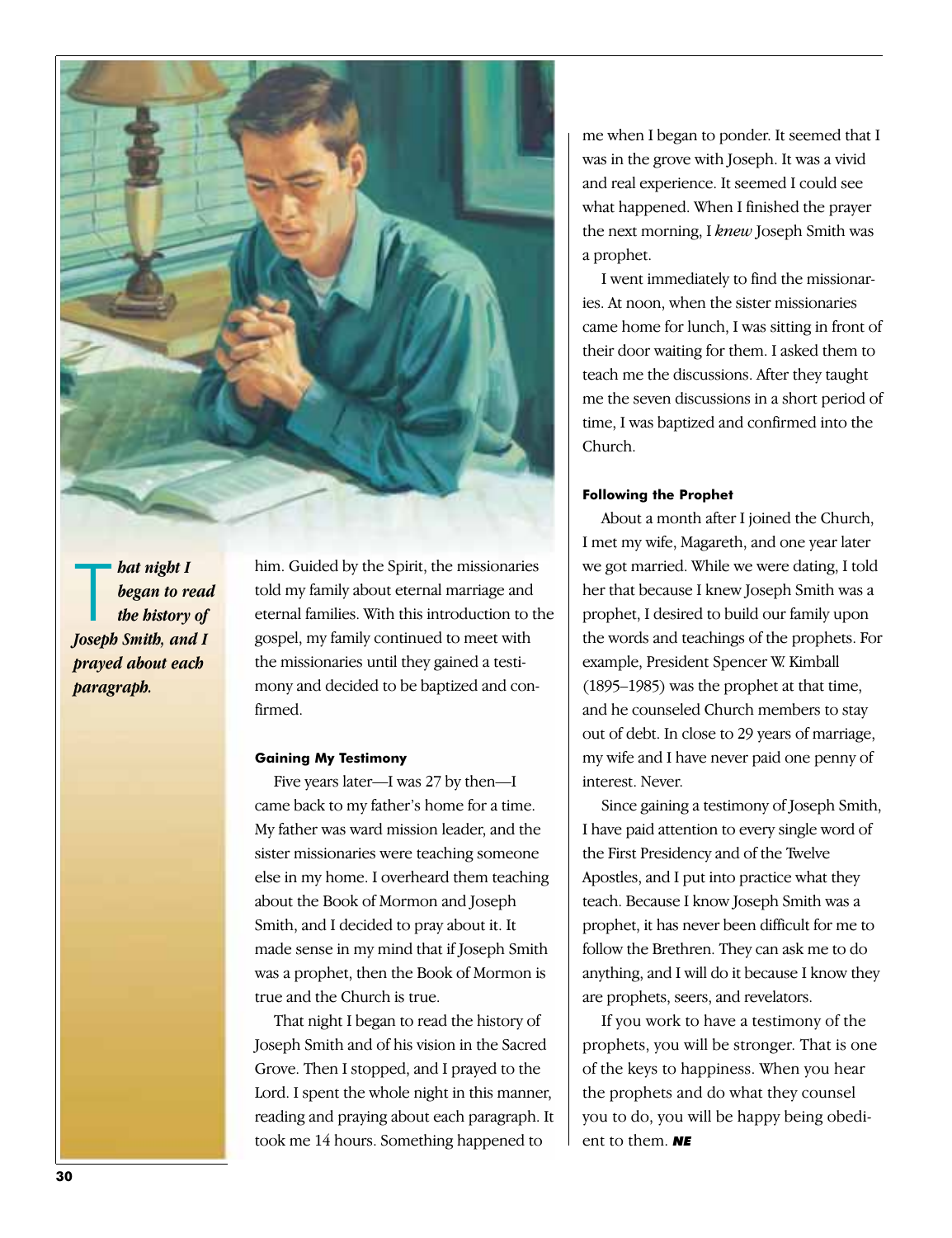***That night I began to read the history of Joseph Smith, and I prayed about each paragraph.***

him. Guided by the Spirit, the missionaries told my family about eternal marriage and eternal families. With this introduction to the gospel, my family continued to meet with the missionaries until they gained a testimony and decided to be baptized and confirmed.

#### Gaining My Testimony

Five years later—I was 27 by then—I came back to my father's home for a time. My father was ward mission leader, and the sister missionaries were teaching someone else in my home. I overheard them teaching about the Book of Mormon and Joseph Smith, and I decided to pray about it. It made sense in my mind that if Joseph Smith was a prophet, then the Book of Mormon is true and the Church is true.

That night I began to read the history of Joseph Smith and of his vision in the Sacred Grove. Then I stopped, and I prayed to the Lord. I spent the whole night in this manner, reading and praying about each paragraph. It took me 14 hours. Something happened to me when I began to ponder. It seemed that I was in the grove with Joseph. It was a vivid and real experience. It seemed I could see what happened. When I finished the prayer the next morning, I *knew* Joseph Smith was a prophet.

I went immediately to find the missionaries. At noon, when the sister missionaries came home for lunch, I was sitting in front of their door waiting for them. I asked them to teach me the discussions. After they taught me the seven discussions in a short period of time, I was baptized and confirmed into the Church.

#### Following the Prophet

About a month after I joined the Church, I met my wife, Magareth, and one year later we got married. While we were dating, I told her that because I knew Joseph Smith was a prophet, I desired to build our family upon the words and teachings of the prophets. For example, President Spencer W. Kimball (1895–1985) was the prophet at that time, and he counseled Church members to stay out of debt. In close to 29 years of marriage, my wife and I have never paid one penny of interest. Never.

Since gaining a testimony of Joseph Smith, I have paid attention to every single word of the First Presidency and of the Twelve Apostles, and I put into practice what they teach. Because I know Joseph Smith was a prophet, it has never been difficult for me to follow the Brethren. They can ask me to do anything, and I will do it because I know they are prophets, seers, and revelators.

If you work to have a testimony of the prophets, you will be stronger. That is one of the keys to happiness. When you hear the prophets and do what they counsel you to do, you will be happy being obedient to them. ***NE***